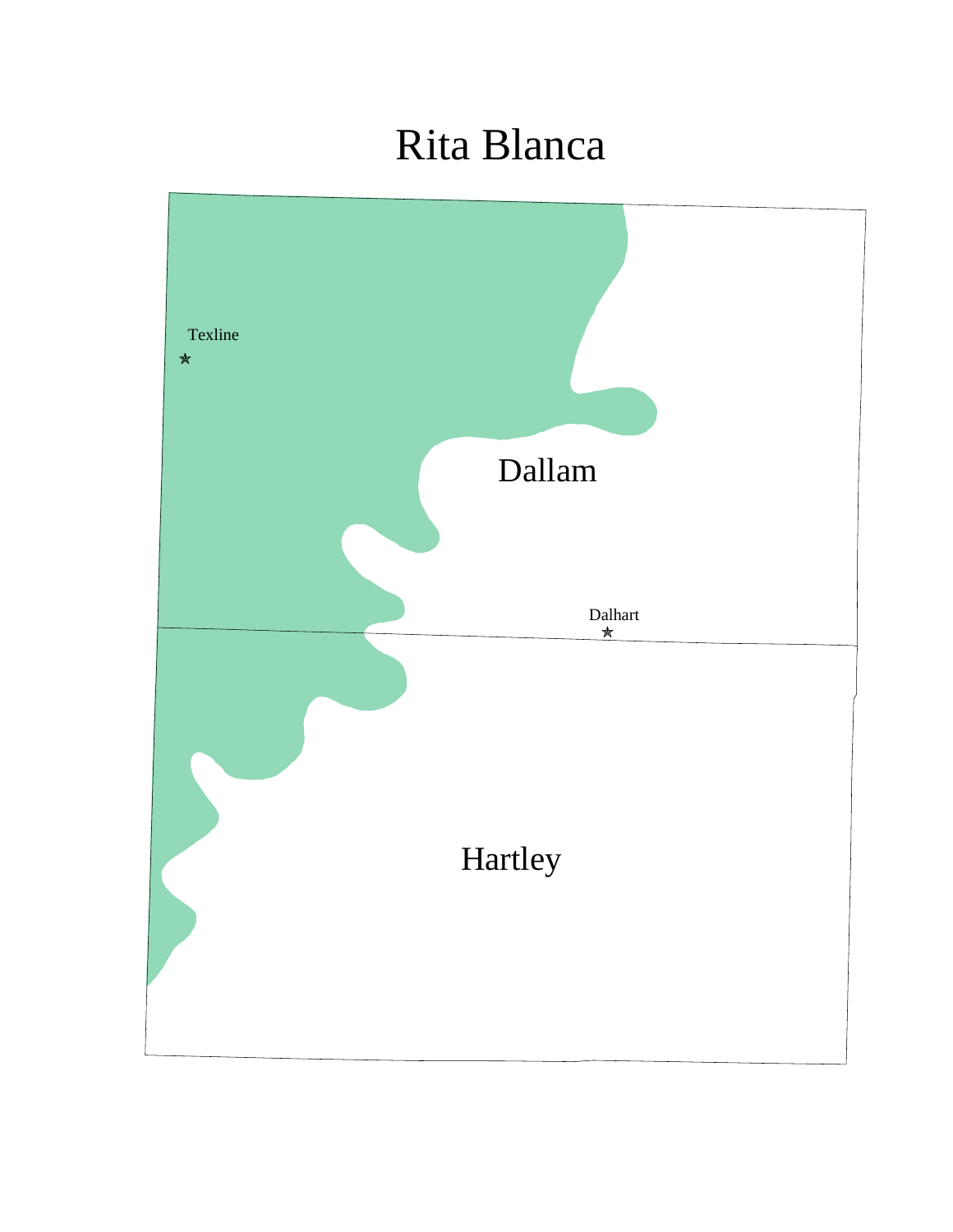# Rita Blanca

Texline

Dallam

Dalhart

Hartley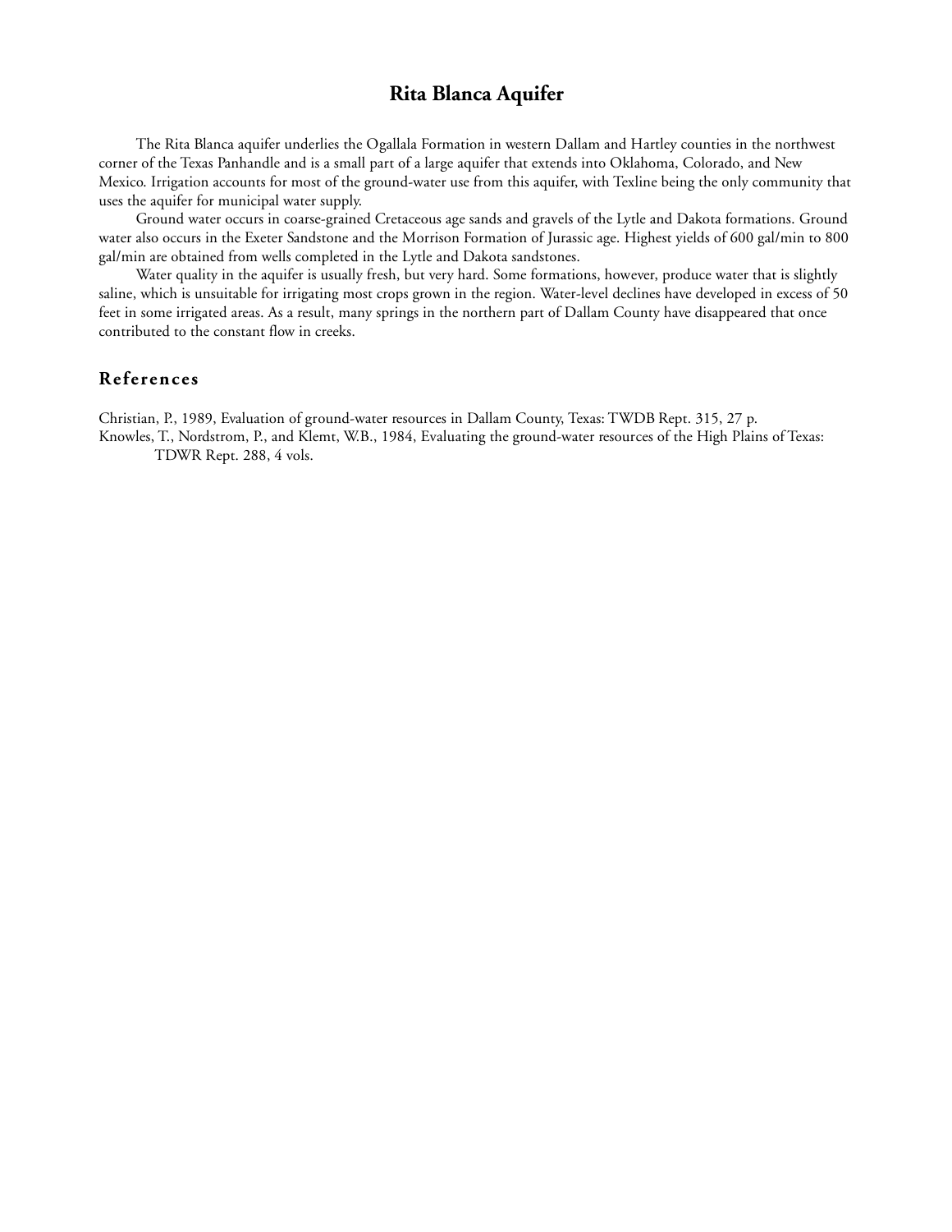# Rita Blanca Aquifer

The Rita Blanca aquifer underlies the Ogallala Formation in western Dallam and Hartley counties in the northwest corner of the Texas Panhandle and is a small part of a large aquifer that extends into Oklahoma, Colorado, and New Mexico. Irrigation accounts for most of the ground-water use from this aquifer, with Texline being the only community that uses the aquifer for municipal water supply.

Ground water occurs in coarse-grained Cretaceous age sands and gravels of the Lytle and Dakota formations. Ground water also occurs in the Exeter Sandstone and the Morrison Formation of Jurassic age. Highest yields of 600 gal/min to 800 gal/min are obtained from wells completed in the Lytle and Dakota sandstones.

Water quality in the aquifer is usually fresh, but very hard. Some formations, however, produce water that is slightly saline, which is unsuitable for irrigating most crops grown in the region. Water-level declines have developed in excess of 50 feet in some irrigated areas. As a result, many springs in the northern part of Dallam County have disappeared that once contributed to the constant flow in creeks.

## References

Christian, P., 1989, Evaluation of ground-water resources in Dallam County, Texas: TWDB Rept. 315, 27 p.

Knowles, T., Nordstrom, P., and Klemt, W.B., 1984, Evaluating the ground-water resources of the High Plains of Texas: TDWR Rept. 288, 4 vols.